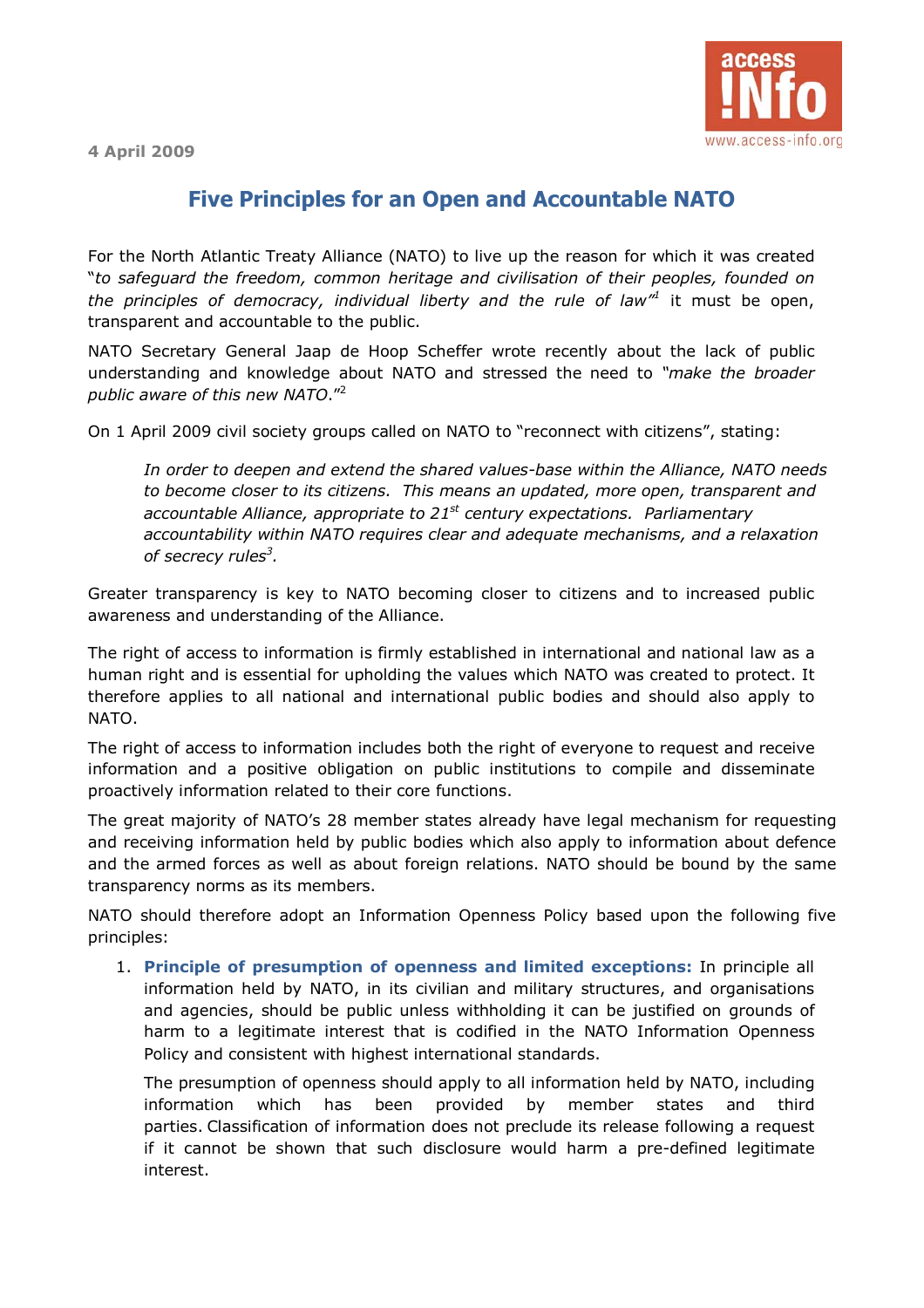4 April 2009

# Five Principles for an Open and Accountable NATO

For the North Atlantic Treaty Alliance (NATO) to live up the reason for which it was created "*to safeguard the freedom, common heritage and civilisation of their peoples, founded on the principles of democracy, individual liberty and the rule of law*"[1] it must be open, transparent and accountable to the public.

NATO Secretary General Jaap de Hoop Scheffer wrote recently about the lack of public understanding and knowledge about NATO and stressed the need to *"make the broader public aware of this new NATO."*[2]

On 1 April 2009 civil society groups called on NATO to "reconnect with citizens", stating:

> *In order to deepen and extend the shared values-base within the Alliance, NATO needs to become closer to its citizens. This means an updated, more open, transparent and accountable Alliance, appropriate to 21st century expectations. Parliamentary accountability within NATO requires clear and adequate mechanisms, and a relaxation of secrecy rules*[3]*.*

Greater transparency is key to NATO becoming closer to citizens and to increased public awareness and understanding of the Alliance.

The right of access to information is firmly established in international and national law as a human right and is essential for upholding the values which NATO was created to protect. It therefore applies to all national and international public bodies and should also apply to NATO.

The right of access to information includes both the right of everyone to request and receive information and a positive obligation on public institutions to compile and disseminate proactively information related to their core functions.

The great majority of NATO's 28 member states already have legal mechanism for requesting and receiving information held by public bodies which also apply to information about defence and the armed forces as well as about foreign relations. NATO should be bound by the same transparency norms as its members.

NATO should therefore adopt an Information Openness Policy based upon the following five principles:

1. **Principle of presumption of openness and limited exceptions:** In principle all information held by NATO, in its civilian and military structures, and organisations and agencies, should be public unless withholding it can be justified on grounds of harm to a legitimate interest that is codified in the NATO Information Openness Policy and consistent with highest international standards.

   The presumption of openness should apply to all information held by NATO, including information which has been provided by member states and third parties. Classification of information does not preclude its release following a request if it cannot be shown that such disclosure would harm a pre-defined legitimate interest.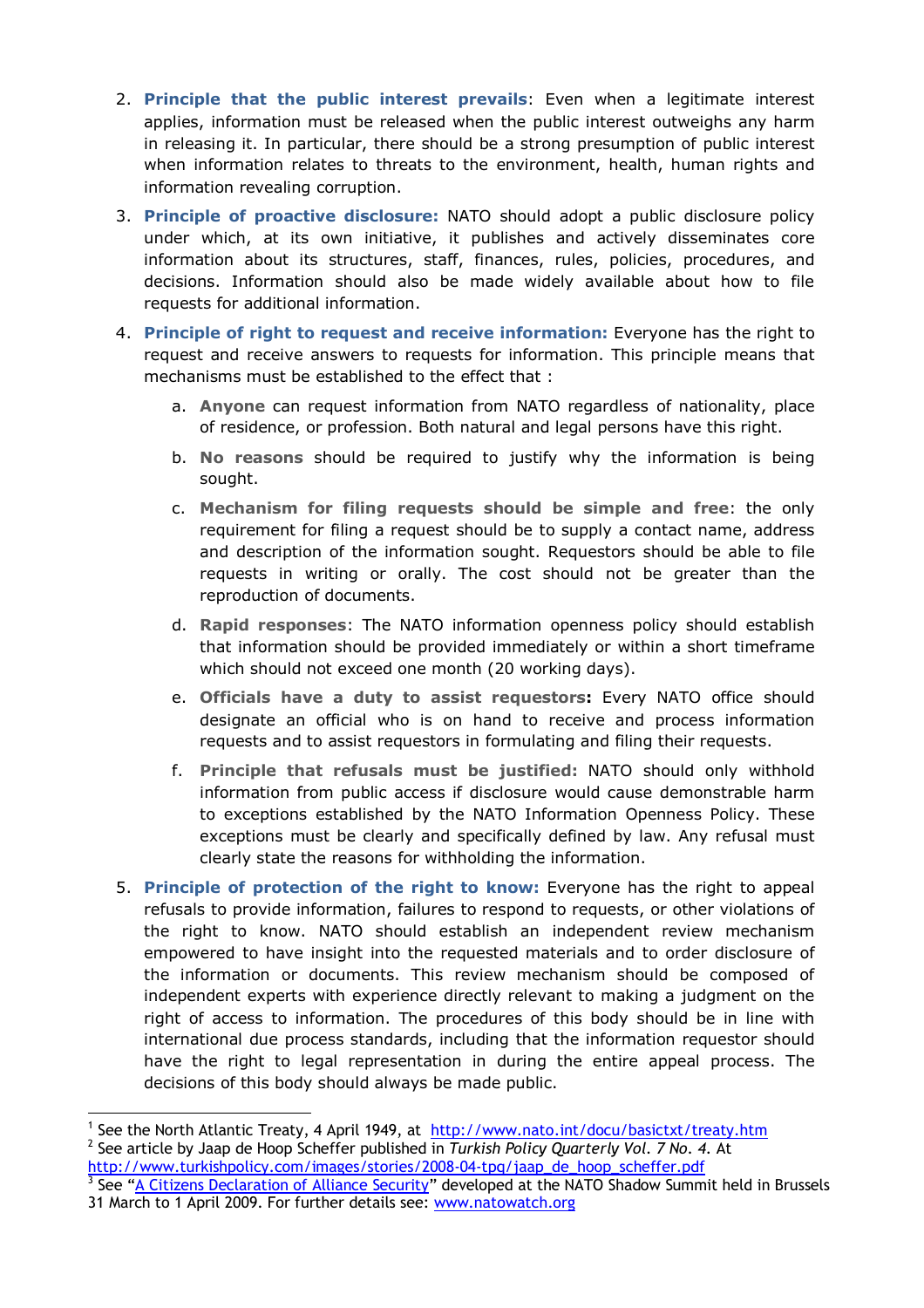2. **Principle that the public interest prevails**: Even when a legitimate interest applies, information must be released when the public interest outweighs any harm in releasing it. In particular, there should be a strong presumption of public interest when information relates to threats to the environment, health, human rights and information revealing corruption.

3. **Principle of proactive disclosure:** NATO should adopt a public disclosure policy under which, at its own initiative, it publishes and actively disseminates core information about its structures, staff, finances, rules, policies, procedures, and decisions. Information should also be made widely available about how to file requests for additional information.

4. **Principle of right to request and receive information:** Everyone has the right to request and receive answers to requests for information. This principle means that mechanisms must be established to the effect that :

   a. **Anyone** can request information from NATO regardless of nationality, place of residence, or profession. Both natural and legal persons have this right.

   b. **No reasons** should be required to justify why the information is being sought.

   c. **Mechanism for filing requests should be simple and free**: the only requirement for filing a request should be to supply a contact name, address and description of the information sought. Requestors should be able to file requests in writing or orally. The cost should not be greater than the reproduction of documents.

   d. **Rapid responses**: The NATO information openness policy should establish that information should be provided immediately or within a short timeframe which should not exceed one month (20 working days).

   e. **Officials have a duty to assist requestors:** Every NATO office should designate an official who is on hand to receive and process information requests and to assist requestors in formulating and filing their requests.

   f. **Principle that refusals must be justified:** NATO should only withhold information from public access if disclosure would cause demonstrable harm to exceptions established by the NATO Information Openness Policy. These exceptions must be clearly and specifically defined by law. Any refusal must clearly state the reasons for withholding the information.

5. **Principle of protection of the right to know:** Everyone has the right to appeal refusals to provide information, failures to respond to requests, or other violations of the right to know. NATO should establish an independent review mechanism empowered to have insight into the requested materials and to order disclosure of the information or documents. This review mechanism should be composed of independent experts with experience directly relevant to making a judgment on the right of access to information. The procedures of this body should be in line with international due process standards, including that the information requestor should have the right to legal representation in during the entire appeal process. The decisions of this body should always be made public.

---

[1] See the North Atlantic Treaty, 4 April 1949, at http://www.nato.int/docu/basictxt/treaty.htm

[2] See article by Jaap de Hoop Scheffer published in *Turkish Policy Quarterly Vol. 7 No. 4.* At http://www.turkishpolicy.com/images/stories/2008-04-tpq/jaap_de_hoop_scheffer.pdf

[3] See "A Citizens Declaration of Alliance Security" developed at the NATO Shadow Summit held in Brussels 31 March to 1 April 2009. For further details see: www.natowatch.org